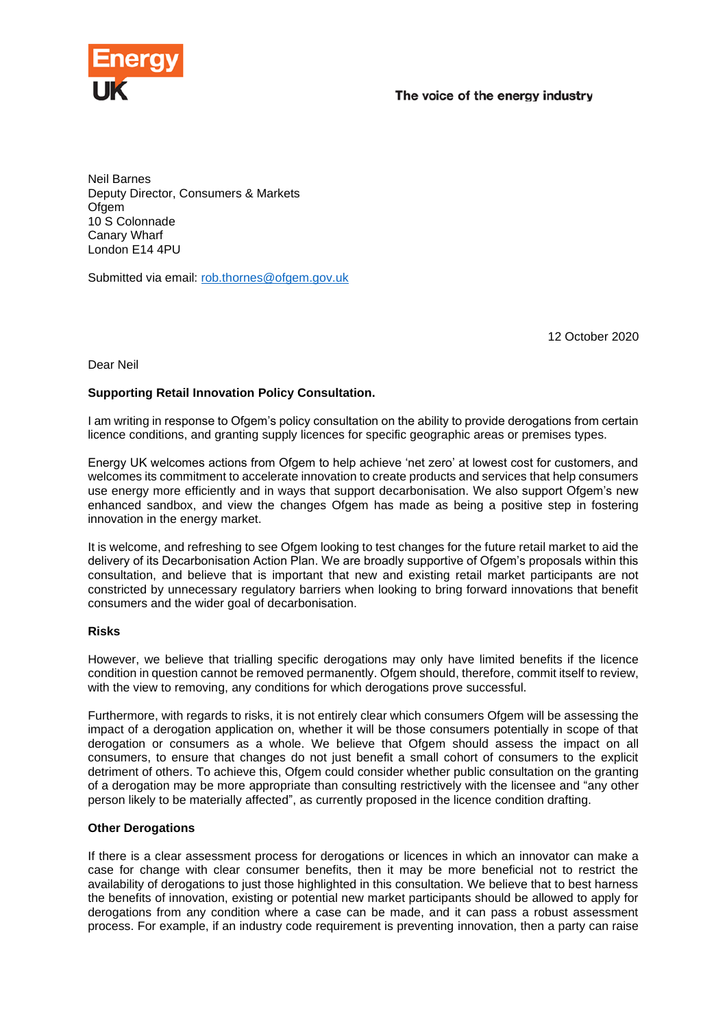Energy UK

The voice of the energy industry

Neil Barnes
Deputy Director, Consumers & Markets
Ofgem
10 S Colonnade
Canary Wharf
London E14 4PU

Submitted via email: rob.thornes@ofgem.gov.uk

12 October 2020

Dear Neil

**Supporting Retail Innovation Policy Consultation.**

I am writing in response to Ofgem's policy consultation on the ability to provide derogations from certain licence conditions, and granting supply licences for specific geographic areas or premises types.

Energy UK welcomes actions from Ofgem to help achieve 'net zero' at lowest cost for customers, and welcomes its commitment to accelerate innovation to create products and services that help consumers use energy more efficiently and in ways that support decarbonisation. We also support Ofgem's new enhanced sandbox, and view the changes Ofgem has made as being a positive step in fostering innovation in the energy market.

It is welcome, and refreshing to see Ofgem looking to test changes for the future retail market to aid the delivery of its Decarbonisation Action Plan. We are broadly supportive of Ofgem's proposals within this consultation, and believe that is important that new and existing retail market participants are not constricted by unnecessary regulatory barriers when looking to bring forward innovations that benefit consumers and the wider goal of decarbonisation.

**Risks**

However, we believe that trialling specific derogations may only have limited benefits if the licence condition in question cannot be removed permanently. Ofgem should, therefore, commit itself to review, with the view to removing, any conditions for which derogations prove successful.

Furthermore, with regards to risks, it is not entirely clear which consumers Ofgem will be assessing the impact of a derogation application on, whether it will be those consumers potentially in scope of that derogation or consumers as a whole. We believe that Ofgem should assess the impact on all consumers, to ensure that changes do not just benefit a small cohort of consumers to the explicit detriment of others. To achieve this, Ofgem could consider whether public consultation on the granting of a derogation may be more appropriate than consulting restrictively with the licensee and "any other person likely to be materially affected", as currently proposed in the licence condition drafting.

**Other Derogations**

If there is a clear assessment process for derogations or licences in which an innovator can make a case for change with clear consumer benefits, then it may be more beneficial not to restrict the availability of derogations to just those highlighted in this consultation. We believe that to best harness the benefits of innovation, existing or potential new market participants should be allowed to apply for derogations from any condition where a case can be made, and it can pass a robust assessment process. For example, if an industry code requirement is preventing innovation, then a party can raise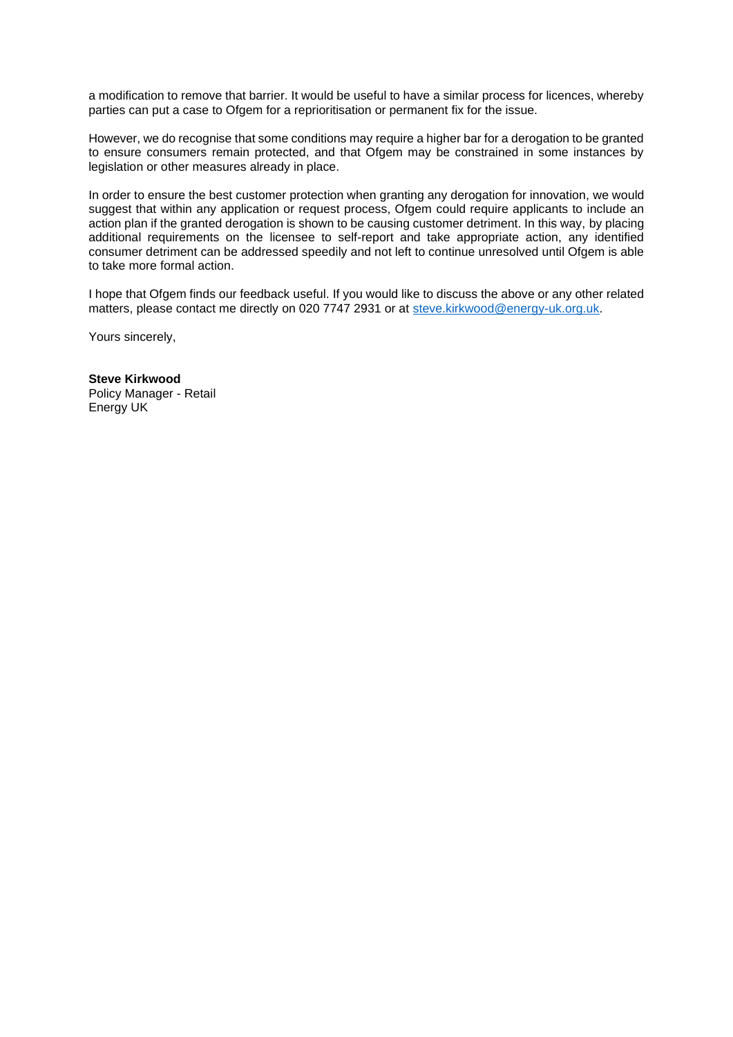a modification to remove that barrier. It would be useful to have a similar process for licences, whereby parties can put a case to Ofgem for a reprioritisation or permanent fix for the issue.

However, we do recognise that some conditions may require a higher bar for a derogation to be granted to ensure consumers remain protected, and that Ofgem may be constrained in some instances by legislation or other measures already in place.

In order to ensure the best customer protection when granting any derogation for innovation, we would suggest that within any application or request process, Ofgem could require applicants to include an action plan if the granted derogation is shown to be causing customer detriment. In this way, by placing additional requirements on the licensee to self-report and take appropriate action, any identified consumer detriment can be addressed speedily and not left to continue unresolved until Ofgem is able to take more formal action.

I hope that Ofgem finds our feedback useful. If you would like to discuss the above or any other related matters, please contact me directly on 020 7747 2931 or at steve.kirkwood@energy-uk.org.uk.

Yours sincerely,

**Steve Kirkwood**
Policy Manager - Retail
Energy UK